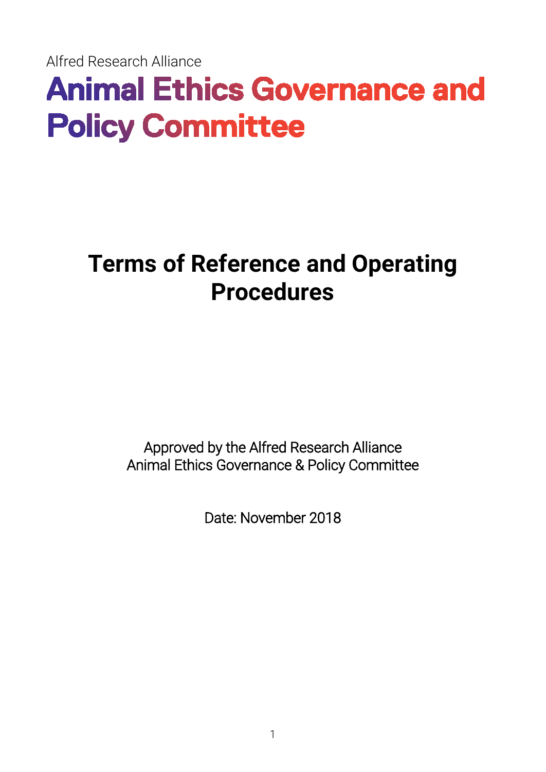Alfred Research Alliance

# Animal Ethics Governance and Policy Committee

## Terms of Reference and Operating Procedures

Approved by the Alfred Research Alliance
Animal Ethics Governance & Policy Committee

Date: November 2018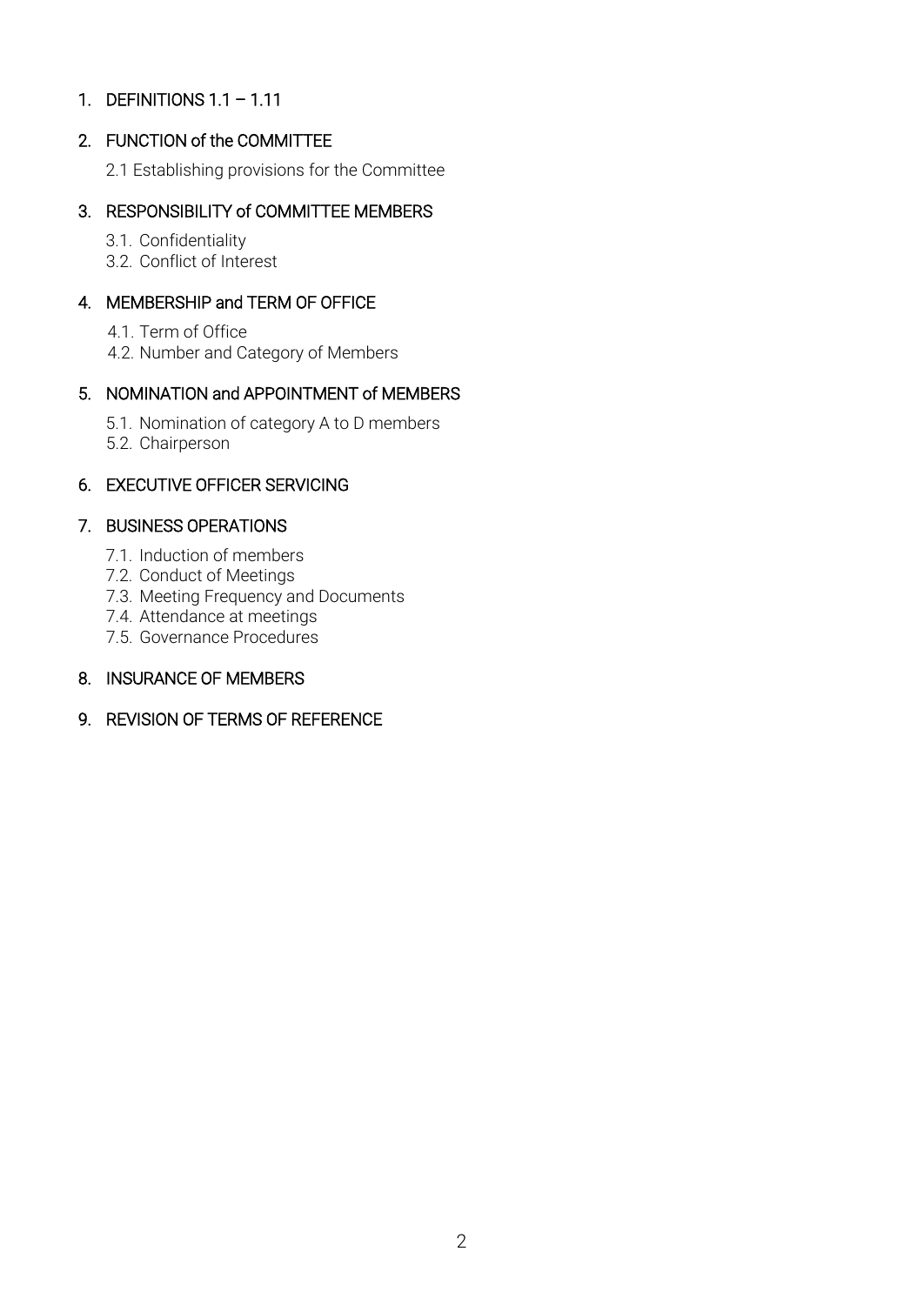1. DEFINITIONS 1.1 – 1.11

2. FUNCTION of the COMMITTEE

   2.1 Establishing provisions for the Committee

3. RESPONSIBILITY of COMMITTEE MEMBERS

   3.1. Confidentiality
   3.2. Conflict of Interest

4. MEMBERSHIP and TERM OF OFFICE

   4.1. Term of Office
   4.2. Number and Category of Members

5. NOMINATION and APPOINTMENT of MEMBERS

   5.1. Nomination of category A to D members
   5.2. Chairperson

6. EXECUTIVE OFFICER SERVICING

7. BUSINESS OPERATIONS

   7.1. Induction of members
   7.2. Conduct of Meetings
   7.3. Meeting Frequency and Documents
   7.4. Attendance at meetings
   7.5. Governance Procedures

8. INSURANCE OF MEMBERS

9. REVISION OF TERMS OF REFERENCE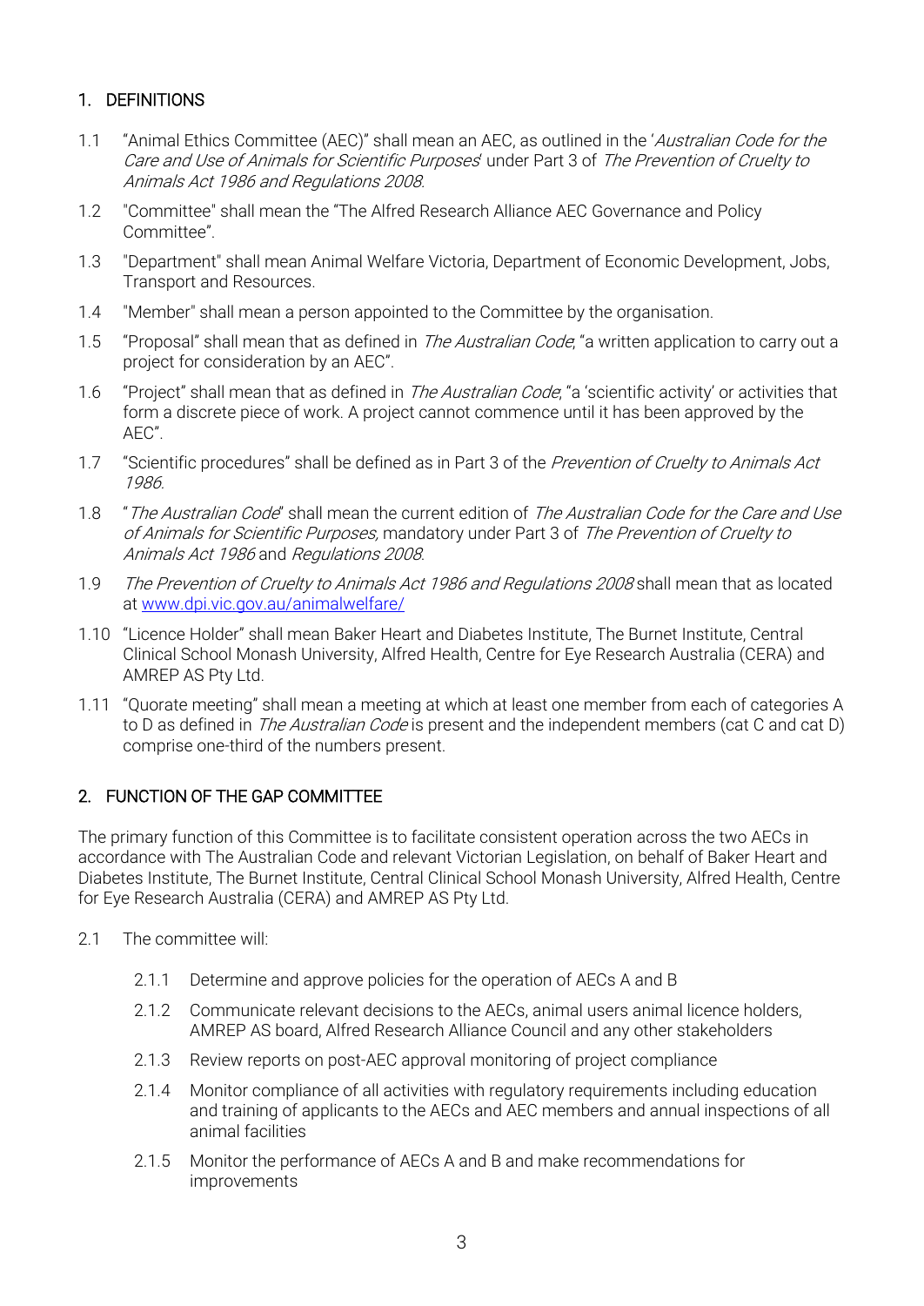## 1. DEFINITIONS

1.1 "Animal Ethics Committee (AEC)" shall mean an AEC, as outlined in the '*Australian Code for the Care and Use of Animals for Scientific Purposes*' under Part 3 of *The Prevention of Cruelty to Animals Act 1986 and Regulations 2008*.

1.2 "Committee" shall mean the "The Alfred Research Alliance AEC Governance and Policy Committee".

1.3 "Department" shall mean Animal Welfare Victoria, Department of Economic Development, Jobs, Transport and Resources.

1.4 "Member" shall mean a person appointed to the Committee by the organisation.

1.5 "Proposal" shall mean that as defined in *The Australian Code*, "a written application to carry out a project for consideration by an AEC".

1.6 "Project" shall mean that as defined in *The Australian Code*, "a 'scientific activity' or activities that form a discrete piece of work. A project cannot commence until it has been approved by the AEC".

1.7 "Scientific procedures" shall be defined as in Part 3 of the *Prevention of Cruelty to Animals Act 1986*.

1.8 "*The Australian Code*" shall mean the current edition of *The Australian Code for the Care and Use of Animals for Scientific Purposes,* mandatory under Part 3 of *The Prevention of Cruelty to Animals Act 1986* and *Regulations 2008*.

1.9 *The Prevention of Cruelty to Animals Act 1986 and Regulations 2008* shall mean that as located at [www.dpi.vic.gov.au/animalwelfare/](http://www.dpi.vic.gov.au/animalwelfare/)

1.10 "Licence Holder" shall mean Baker Heart and Diabetes Institute, The Burnet Institute, Central Clinical School Monash University, Alfred Health, Centre for Eye Research Australia (CERA) and AMREP AS Pty Ltd.

1.11 "Quorate meeting" shall mean a meeting at which at least one member from each of categories A to D as defined in *The Australian Code* is present and the independent members (cat C and cat D) comprise one-third of the numbers present.

## 2. FUNCTION OF THE GAP COMMITTEE

The primary function of this Committee is to facilitate consistent operation across the two AECs in accordance with The Australian Code and relevant Victorian Legislation, on behalf of Baker Heart and Diabetes Institute, The Burnet Institute, Central Clinical School Monash University, Alfred Health, Centre for Eye Research Australia (CERA) and AMREP AS Pty Ltd.

2.1 The committee will:

- 2.1.1 Determine and approve policies for the operation of AECs A and B
- 2.1.2 Communicate relevant decisions to the AECs, animal users animal licence holders, AMREP AS board, Alfred Research Alliance Council and any other stakeholders
- 2.1.3 Review reports on post-AEC approval monitoring of project compliance
- 2.1.4 Monitor compliance of all activities with regulatory requirements including education and training of applicants to the AECs and AEC members and annual inspections of all animal facilities
- 2.1.5 Monitor the performance of AECs A and B and make recommendations for improvements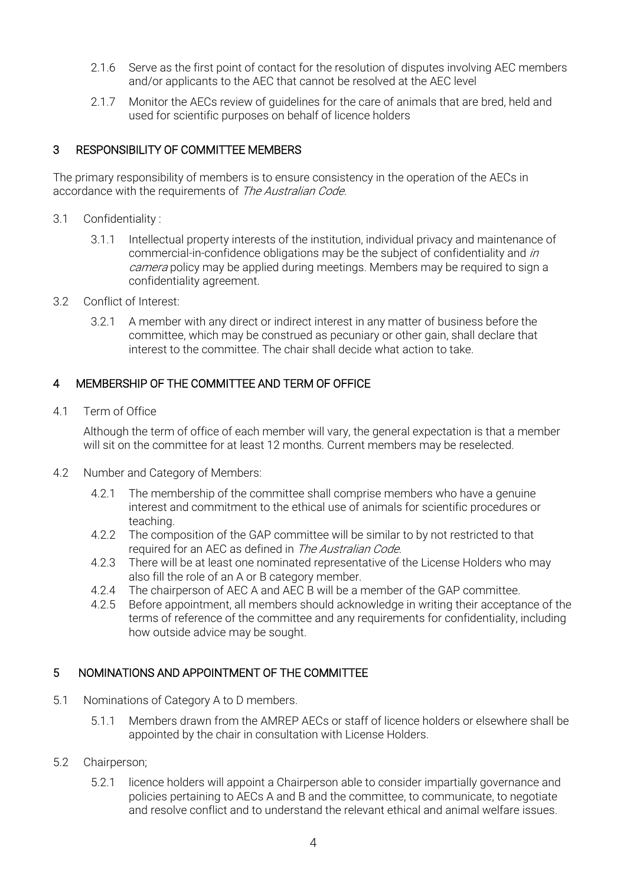2.1.6 Serve as the first point of contact for the resolution of disputes involving AEC members and/or applicants to the AEC that cannot be resolved at the AEC level

2.1.7 Monitor the AECs review of guidelines for the care of animals that are bred, held and used for scientific purposes on behalf of licence holders

## 3 RESPONSIBILITY OF COMMITTEE MEMBERS

The primary responsibility of members is to ensure consistency in the operation of the AECs in accordance with the requirements of *The Australian Code*.

3.1 Confidentiality :

3.1.1 Intellectual property interests of the institution, individual privacy and maintenance of commercial-in-confidence obligations may be the subject of confidentiality and *in camera* policy may be applied during meetings. Members may be required to sign a confidentiality agreement.

3.2 Conflict of Interest:

3.2.1 A member with any direct or indirect interest in any matter of business before the committee, which may be construed as pecuniary or other gain, shall declare that interest to the committee. The chair shall decide what action to take.

## 4 MEMBERSHIP OF THE COMMITTEE AND TERM OF OFFICE

4.1 Term of Office

Although the term of office of each member will vary, the general expectation is that a member will sit on the committee for at least 12 months. Current members may be reselected.

4.2 Number and Category of Members:

4.2.1 The membership of the committee shall comprise members who have a genuine interest and commitment to the ethical use of animals for scientific procedures or teaching.

4.2.2 The composition of the GAP committee will be similar to by not restricted to that required for an AEC as defined in *The Australian Code*.

4.2.3 There will be at least one nominated representative of the License Holders who may also fill the role of an A or B category member.

4.2.4 The chairperson of AEC A and AEC B will be a member of the GAP committee.

4.2.5 Before appointment, all members should acknowledge in writing their acceptance of the terms of reference of the committee and any requirements for confidentiality, including how outside advice may be sought.

## 5 NOMINATIONS AND APPOINTMENT OF THE COMMITTEE

5.1 Nominations of Category A to D members.

5.1.1 Members drawn from the AMREP AECs or staff of licence holders or elsewhere shall be appointed by the chair in consultation with License Holders.

5.2 Chairperson;

5.2.1 licence holders will appoint a Chairperson able to consider impartially governance and policies pertaining to AECs A and B and the committee, to communicate, to negotiate and resolve conflict and to understand the relevant ethical and animal welfare issues.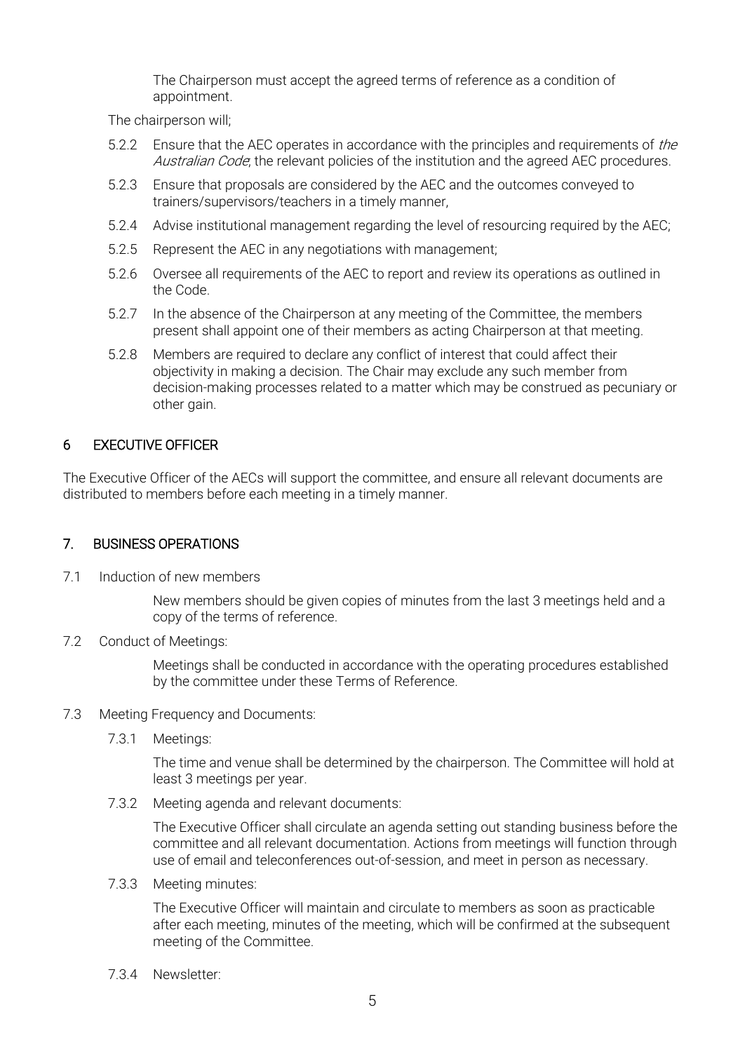The Chairperson must accept the agreed terms of reference as a condition of appointment.

The chairperson will;

5.2.2 Ensure that the AEC operates in accordance with the principles and requirements of *the Australian Code*; the relevant policies of the institution and the agreed AEC procedures.

5.2.3 Ensure that proposals are considered by the AEC and the outcomes conveyed to trainers/supervisors/teachers in a timely manner,

5.2.4 Advise institutional management regarding the level of resourcing required by the AEC;

5.2.5 Represent the AEC in any negotiations with management;

5.2.6 Oversee all requirements of the AEC to report and review its operations as outlined in the Code.

5.2.7 In the absence of the Chairperson at any meeting of the Committee, the members present shall appoint one of their members as acting Chairperson at that meeting.

5.2.8 Members are required to declare any conflict of interest that could affect their objectivity in making a decision. The Chair may exclude any such member from decision-making processes related to a matter which may be construed as pecuniary or other gain.

## 6 EXECUTIVE OFFICER

The Executive Officer of the AECs will support the committee, and ensure all relevant documents are distributed to members before each meeting in a timely manner.

## 7. BUSINESS OPERATIONS

7.1 Induction of new members

New members should be given copies of minutes from the last 3 meetings held and a copy of the terms of reference.

7.2 Conduct of Meetings:

Meetings shall be conducted in accordance with the operating procedures established by the committee under these Terms of Reference.

7.3 Meeting Frequency and Documents:

7.3.1 Meetings:

The time and venue shall be determined by the chairperson. The Committee will hold at least 3 meetings per year.

7.3.2 Meeting agenda and relevant documents:

The Executive Officer shall circulate an agenda setting out standing business before the committee and all relevant documentation. Actions from meetings will function through use of email and teleconferences out-of-session, and meet in person as necessary.

7.3.3 Meeting minutes:

The Executive Officer will maintain and circulate to members as soon as practicable after each meeting, minutes of the meeting, which will be confirmed at the subsequent meeting of the Committee.

7.3.4 Newsletter: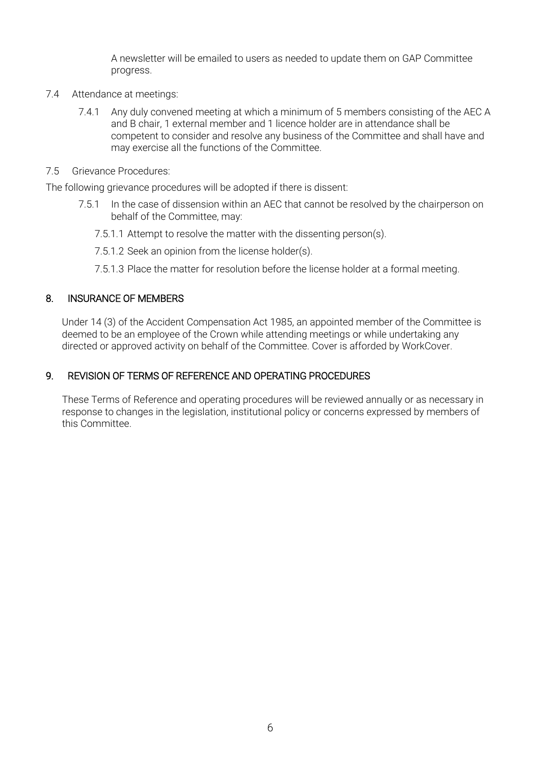A newsletter will be emailed to users as needed to update them on GAP Committee progress.

7.4 Attendance at meetings:

7.4.1 Any duly convened meeting at which a minimum of 5 members consisting of the AEC A and B chair, 1 external member and 1 licence holder are in attendance shall be competent to consider and resolve any business of the Committee and shall have and may exercise all the functions of the Committee.

7.5 Grievance Procedures:

The following grievance procedures will be adopted if there is dissent:

7.5.1 In the case of dissension within an AEC that cannot be resolved by the chairperson on behalf of the Committee, may:

7.5.1.1 Attempt to resolve the matter with the dissenting person(s).

7.5.1.2 Seek an opinion from the license holder(s).

7.5.1.3 Place the matter for resolution before the license holder at a formal meeting.

## 8. INSURANCE OF MEMBERS

Under 14 (3) of the Accident Compensation Act 1985, an appointed member of the Committee is deemed to be an employee of the Crown while attending meetings or while undertaking any directed or approved activity on behalf of the Committee. Cover is afforded by WorkCover.

## 9. REVISION OF TERMS OF REFERENCE AND OPERATING PROCEDURES

These Terms of Reference and operating procedures will be reviewed annually or as necessary in response to changes in the legislation, institutional policy or concerns expressed by members of this Committee.